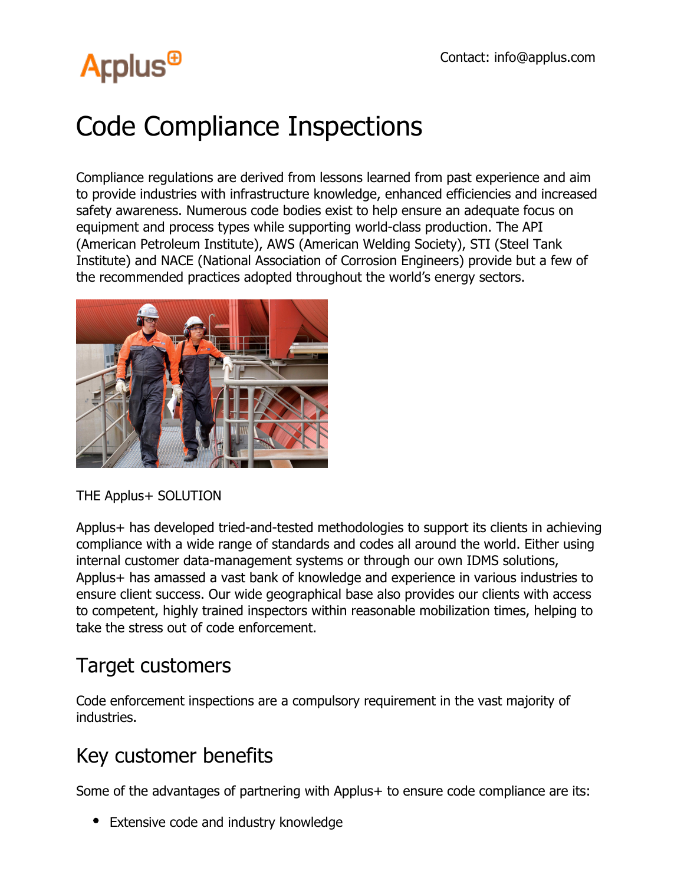Contact: info@applus.com

# Code Compliance Inspections

Compliance regulations are derived from lessons learned from past experience and aim to provide industries with infrastructure knowledge, enhanced efficiencies and increased safety awareness. Numerous code bodies exist to help ensure an adequate focus on equipment and process types while supporting world-class production. The API (American Petroleum Institute), AWS (American Welding Society), STI (Steel Tank Institute) and NACE (National Association of Corrosion Engineers) provide but a few of the recommended practices adopted throughout the world's energy sectors.

THE Applus+ SOLUTION

Applus+ has developed tried-and-tested methodologies to support its clients in achieving compliance with a wide range of standards and codes all around the world. Either using internal customer data-management systems or through our own IDMS solutions, Applus+ has amassed a vast bank of knowledge and experience in various industries to ensure client success. Our wide geographical base also provides our clients with access to competent, highly trained inspectors within reasonable mobilization times, helping to take the stress out of code enforcement.

## Target customers

Code enforcement inspections are a compulsory requirement in the vast majority of industries.

## Key customer benefits

Some of the advantages of partnering with Applus+ to ensure code compliance are its:

- Extensive code and industry knowledge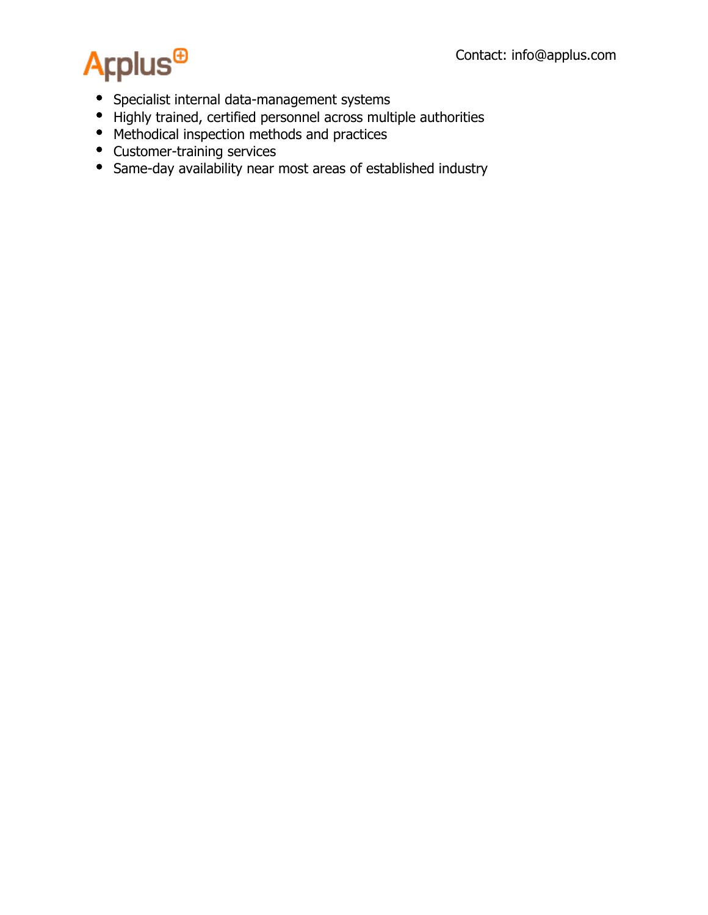- Specialist internal data-management systems
- Highly trained, certified personnel across multiple authorities
- Methodical inspection methods and practices
- Customer-training services
- Same-day availability near most areas of established industry